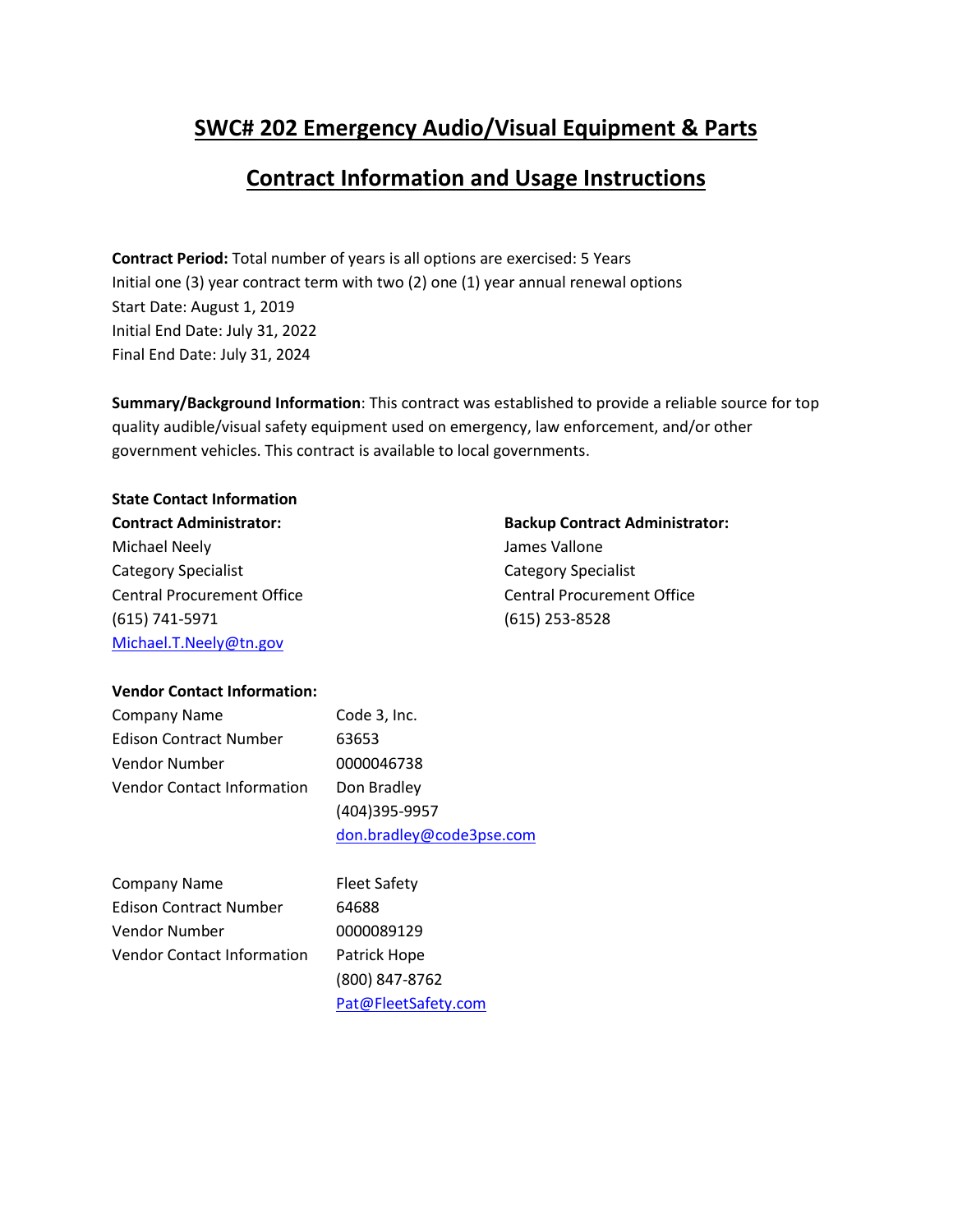# SWC# 202 Emergency Audio/Visual Equipment & Parts

## Contract Information and Usage Instructions

**Contract Period:** Total number of years is all options are exercised: 5 Years
Initial one (3) year contract term with two (2) one (1) year annual renewal options
Start Date: August 1, 2019
Initial End Date: July 31, 2022
Final End Date: July 31, 2024

**Summary/Background Information**: This contract was established to provide a reliable source for top quality audible/visual safety equipment used on emergency, law enforcement, and/or other government vehicles. This contract is available to local governments.

**State Contact Information**

**Contract Administrator:**
Michael Neely
Category Specialist
Central Procurement Office
(615) 741-5971
Michael.T.Neely@tn.gov

**Backup Contract Administrator:**
James Vallone
Category Specialist
Central Procurement Office
(615) 253-8528

**Vendor Contact Information:**

| | |
|---|---|
| Company Name | Code 3, Inc. |
| Edison Contract Number | 63653 |
| Vendor Number | 0000046738 |
| Vendor Contact Information | Don Bradley<br>(404)395-9957<br>don.bradley@code3pse.com |

| | |
|---|---|
| Company Name | Fleet Safety |
| Edison Contract Number | 64688 |
| Vendor Number | 0000089129 |
| Vendor Contact Information | Patrick Hope<br>(800) 847-8762<br>Pat@FleetSafety.com |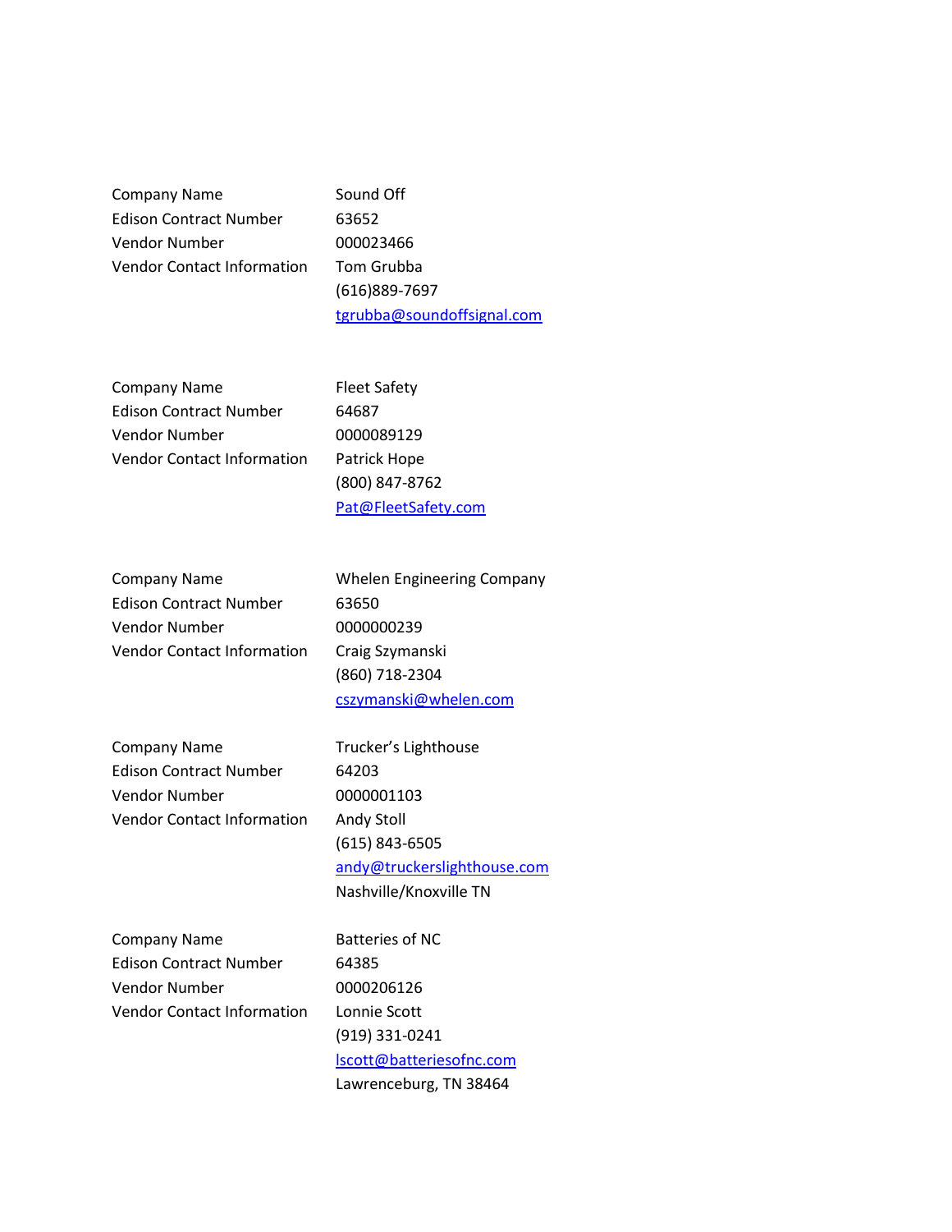| | |
|---|---|
| Company Name | Sound Off |
| Edison Contract Number | 63652 |
| Vendor Number | 000023466 |
| Vendor Contact Information | Tom Grubba<br>(616)889-7697<br>tgrubba@soundoffsignal.com |

| | |
|---|---|
| Company Name | Fleet Safety |
| Edison Contract Number | 64687 |
| Vendor Number | 0000089129 |
| Vendor Contact Information | Patrick Hope<br>(800) 847-8762<br>Pat@FleetSafety.com |

| | |
|---|---|
| Company Name | Whelen Engineering Company |
| Edison Contract Number | 63650 |
| Vendor Number | 0000000239 |
| Vendor Contact Information | Craig Szymanski<br>(860) 718-2304<br>cszymanski@whelen.com |

| | |
|---|---|
| Company Name | Trucker's Lighthouse |
| Edison Contract Number | 64203 |
| Vendor Number | 0000001103 |
| Vendor Contact Information | Andy Stoll<br>(615) 843-6505<br>andy@truckerslighthouse.com<br>Nashville/Knoxville TN |

| | |
|---|---|
| Company Name | Batteries of NC |
| Edison Contract Number | 64385 |
| Vendor Number | 0000206126 |
| Vendor Contact Information | Lonnie Scott<br>(919) 331-0241<br>lscott@batteriesofnc.com<br>Lawrenceburg, TN 38464 |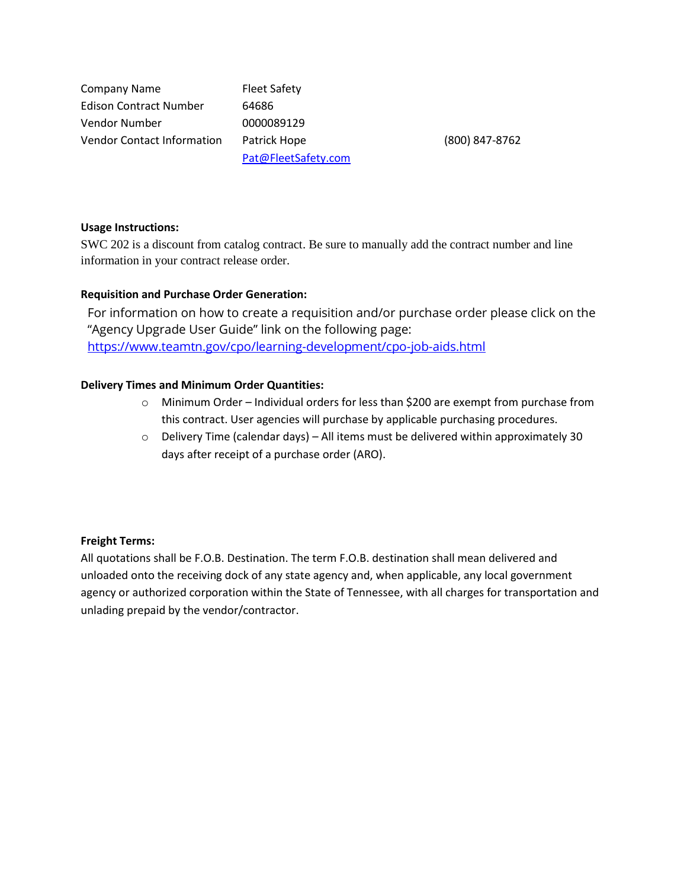| | | |
|---|---|---|
| Company Name | Fleet Safety | |
| Edison Contract Number | 64686 | |
| Vendor Number | 0000089129 | |
| Vendor Contact Information | Patrick Hope | (800) 847-8762 |
| | Pat@FleetSafety.com | |

**Usage Instructions:**

SWC 202 is a discount from catalog contract. Be sure to manually add the contract number and line information in your contract release order.

**Requisition and Purchase Order Generation:**

For information on how to create a requisition and/or purchase order please click on the "Agency Upgrade User Guide" link on the following page: https://www.teamtn.gov/cpo/learning-development/cpo-job-aids.html

**Delivery Times and Minimum Order Quantities:**

- Minimum Order – Individual orders for less than $200 are exempt from purchase from this contract. User agencies will purchase by applicable purchasing procedures.
- Delivery Time (calendar days) – All items must be delivered within approximately 30 days after receipt of a purchase order (ARO).

**Freight Terms:**

All quotations shall be F.O.B. Destination. The term F.O.B. destination shall mean delivered and unloaded onto the receiving dock of any state agency and, when applicable, any local government agency or authorized corporation within the State of Tennessee, with all charges for transportation and unlading prepaid by the vendor/contractor.